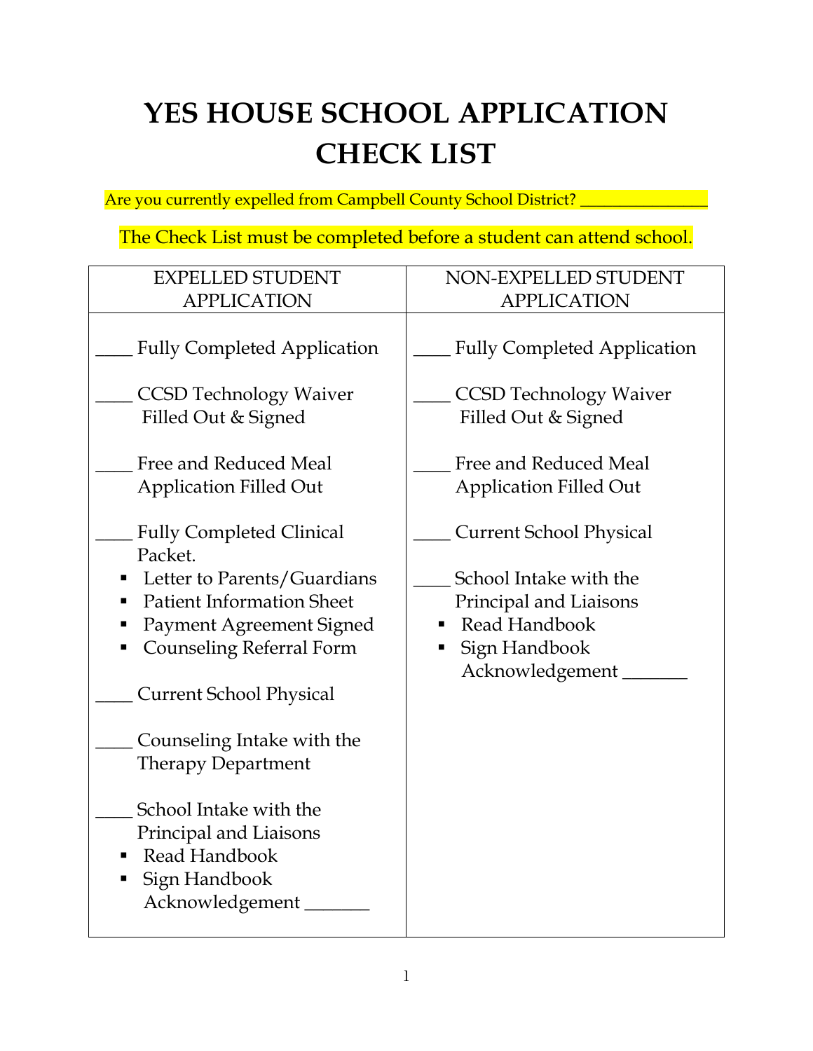# YES HOUSE SCHOOL APPLICATION CHECK LIST

Are you currently expelled from Campbell County School District? _______________

The Check List must be completed before a student can attend school.

| EXPELLED STUDENT APPLICATION | NON-EXPELLED STUDENT APPLICATION |
|---|---|
| ____ Fully Completed Application | ____ Fully Completed Application |
| ____ CCSD Technology Waiver Filled Out & Signed | ____ CCSD Technology Waiver Filled Out & Signed |
| ____ Free and Reduced Meal Application Filled Out | ____ Free and Reduced Meal Application Filled Out |
| ____ Fully Completed Clinical Packet.<br>▪ Letter to Parents/Guardians<br>▪ Patient Information Sheet<br>▪ Payment Agreement Signed<br>▪ Counseling Referral Form | ____ Current School Physical |
| ____ Current School Physical | ____ School Intake with the Principal and Liaisons<br>▪ Read Handbook<br>▪ Sign Handbook Acknowledgement _______ |
| ____ Counseling Intake with the Therapy Department | |
| ____ School Intake with the Principal and Liaisons<br>▪ Read Handbook<br>▪ Sign Handbook Acknowledgement _______ | |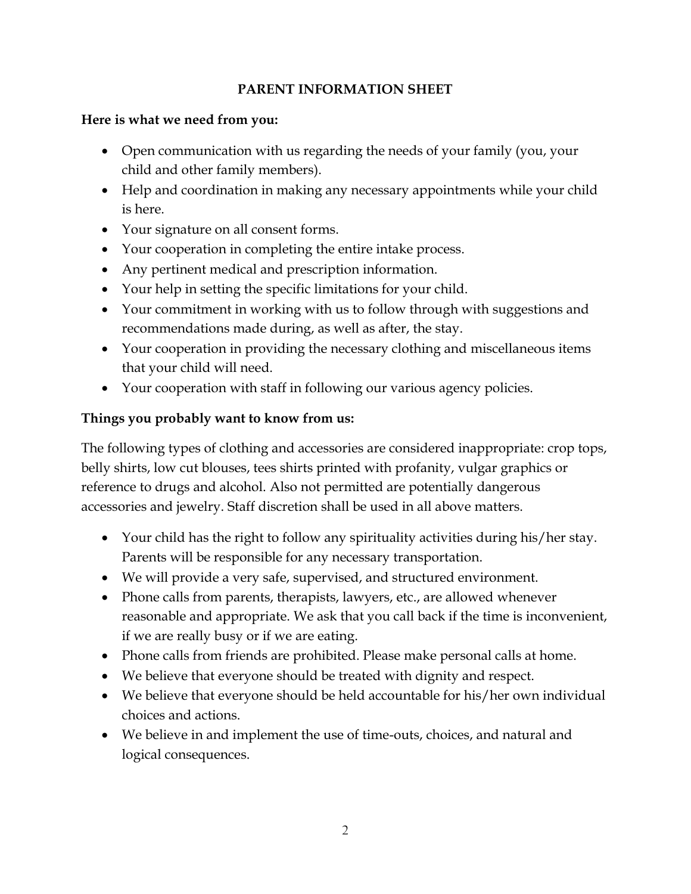## PARENT INFORMATION SHEET

**Here is what we need from you:**

- Open communication with us regarding the needs of your family (you, your child and other family members).
- Help and coordination in making any necessary appointments while your child is here.
- Your signature on all consent forms.
- Your cooperation in completing the entire intake process.
- Any pertinent medical and prescription information.
- Your help in setting the specific limitations for your child.
- Your commitment in working with us to follow through with suggestions and recommendations made during, as well as after, the stay.
- Your cooperation in providing the necessary clothing and miscellaneous items that your child will need.
- Your cooperation with staff in following our various agency policies.

**Things you probably want to know from us:**

The following types of clothing and accessories are considered inappropriate: crop tops, belly shirts, low cut blouses, tees shirts printed with profanity, vulgar graphics or reference to drugs and alcohol. Also not permitted are potentially dangerous accessories and jewelry. Staff discretion shall be used in all above matters.

- Your child has the right to follow any spirituality activities during his/her stay. Parents will be responsible for any necessary transportation.
- We will provide a very safe, supervised, and structured environment.
- Phone calls from parents, therapists, lawyers, etc., are allowed whenever reasonable and appropriate. We ask that you call back if the time is inconvenient, if we are really busy or if we are eating.
- Phone calls from friends are prohibited. Please make personal calls at home.
- We believe that everyone should be treated with dignity and respect.
- We believe that everyone should be held accountable for his/her own individual choices and actions.
- We believe in and implement the use of time-outs, choices, and natural and logical consequences.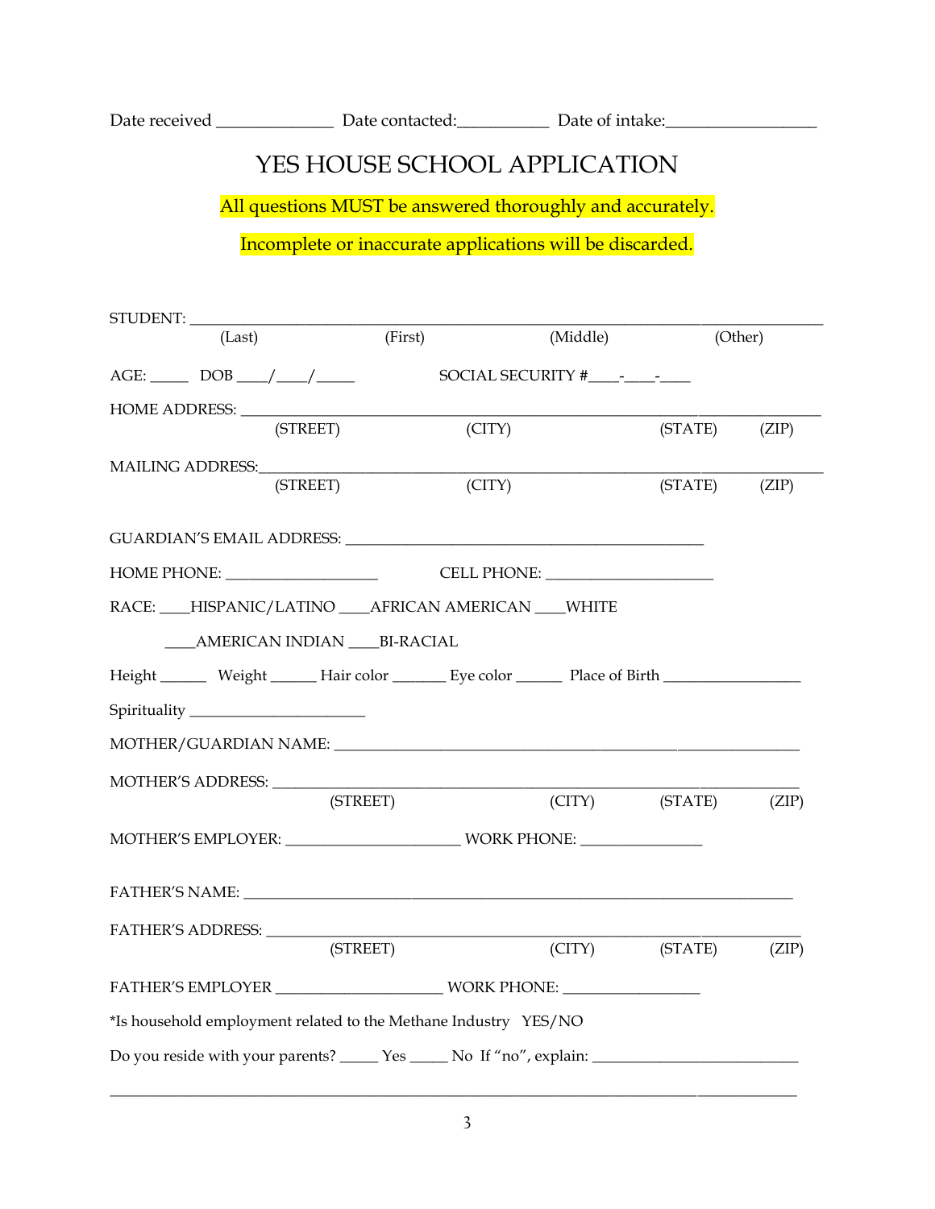Date received ______________ Date contacted:___________ Date of intake:__________________

# YES HOUSE SCHOOL APPLICATION

All questions MUST be answered thoroughly and accurately.

Incomplete or inaccurate applications will be discarded.

STUDENT: ___________________________________________________________________________
(Last) (First) (Middle) (Other)

AGE: _____ DOB ____/____/_____ SOCIAL SECURITY #____-____-____

HOME ADDRESS: ______________________________________________________________________
(STREET) (CITY) (STATE) (ZIP)

MAILING ADDRESS:_____________________________________________________________________
(STREET) (CITY) (STATE) (ZIP)

GUARDIAN'S EMAIL ADDRESS: _______________________________________________

HOME PHONE: ___________________ CELL PHONE: _____________________

RACE: ____HISPANIC/LATINO ____AFRICAN AMERICAN ____WHITE

____AMERICAN INDIAN ____BI-RACIAL

Height ______ Weight ______ Hair color _______ Eye color ______ Place of Birth _________________

Spirituality ______________________

MOTHER/GUARDIAN NAME: __________________________________________________________

MOTHER'S ADDRESS: ______________________________________________________________
(STREET) (CITY) (STATE) (ZIP)

MOTHER'S EMPLOYER: ______________________ WORK PHONE: _______________

FATHER'S NAME: _________________________________________________________________

FATHER'S ADDRESS: _______________________________________________________________
(STREET) (CITY) (STATE) (ZIP)

FATHER'S EMPLOYER _____________________ WORK PHONE: _________________

*Is household employment related to the Methane Industry YES/NO

Do you reside with your parents? _____ Yes _____ No If "no", explain: __________________________

_____________________________________________________________________________________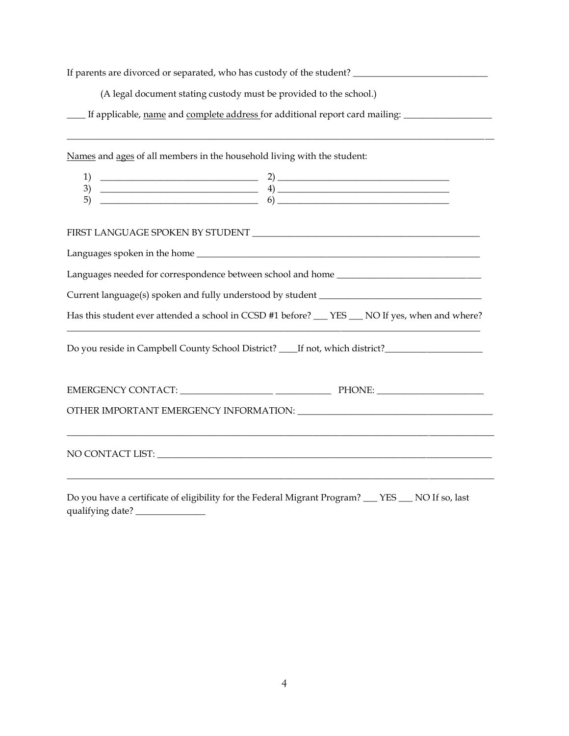If parents are divorced or separated, who has custody of the student? ______________________________

(A legal document stating custody must be provided to the school.)

____ If applicable, <u>name</u> and <u>complete address</u> for additional report card mailing: ___________________

_____________________________________________________________________________________________

<u>Names</u> and <u>ages</u> of all members in the household living with the student:

1) ___________________________________ 2) ______________________________________
3) ___________________________________ 4) ______________________________________
5) ___________________________________ 6) ______________________________________

FIRST LANGUAGE SPOKEN BY STUDENT ___________________________________________________

Languages spoken in the home _________________________________________________________________

Languages needed for correspondence between school and home _______________________________

Current language(s) spoken and fully understood by student ___________________________________

Has this student ever attended a school in CCSD #1 before? ___ YES ___ NO If yes, when and where? _____________________________________________________________________________________

Do you reside in Campbell County School District? ____If not, which district?_____________________

EMERGENCY CONTACT: ____________________ ____________ PHONE: _______________________

OTHER IMPORTANT EMERGENCY INFORMATION: __________________________________________

_____________________________________________________________________________________________

NO CONTACT LIST: __________________________________________________________________________

_____________________________________________________________________________________________

Do you have a certificate of eligibility for the Federal Migrant Program? ___ YES ___ NO If so, last qualifying date? _______________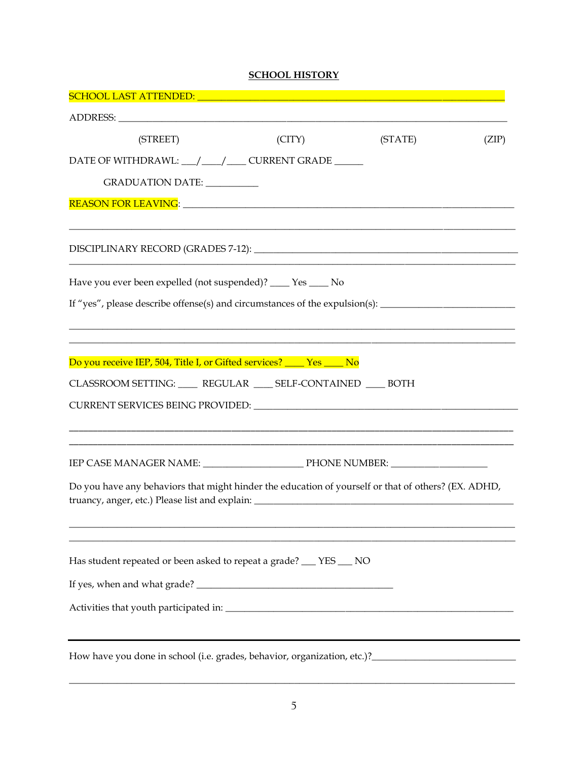## SCHOOL HISTORY

SCHOOL LAST ATTENDED: ___________________________________________________________________

ADDRESS: _________________________________________________________________________________

(STREET) (CITY) (STATE) (ZIP)

DATE OF WITHDRAWL: ___/____/____ CURRENT GRADE ______

GRADUATION DATE: ___________

REASON FOR LEAVING: ______________________________________________________________________

__________________________________________________________________________________________

DISCIPLINARY RECORD (GRADES 7-12): _______________________________________________________

__________________________________________________________________________________________

Have you ever been expelled (not suspended)? ____ Yes ____ No

If "yes", please describe offense(s) and circumstances of the expulsion(s): ____________________________

__________________________________________________________________________________________

__________________________________________________________________________________________

Do you receive IEP, 504, Title I, or Gifted services? ____ Yes ____ No

CLASSROOM SETTING: ____ REGULAR ____ SELF-CONTAINED ____ BOTH

CURRENT SERVICES BEING PROVIDED: __________________________________________________________

__________________________________________________________________________________________

__________________________________________________________________________________________

IEP CASE MANAGER NAME: ____________________ PHONE NUMBER: ____________________

Do you have any behaviors that might hinder the education of yourself or that of others? (EX. ADHD, truancy, anger, etc.) Please list and explain: _______________________________________________________

__________________________________________________________________________________________

__________________________________________________________________________________________

Has student repeated or been asked to repeat a grade? ___ YES ___ NO

If yes, when and what grade? __________________________________________

Activities that youth participated in: ______________________________________________________

---

How have you done in school (i.e. grades, behavior, organization, etc.)?_____________________________

__________________________________________________________________________________________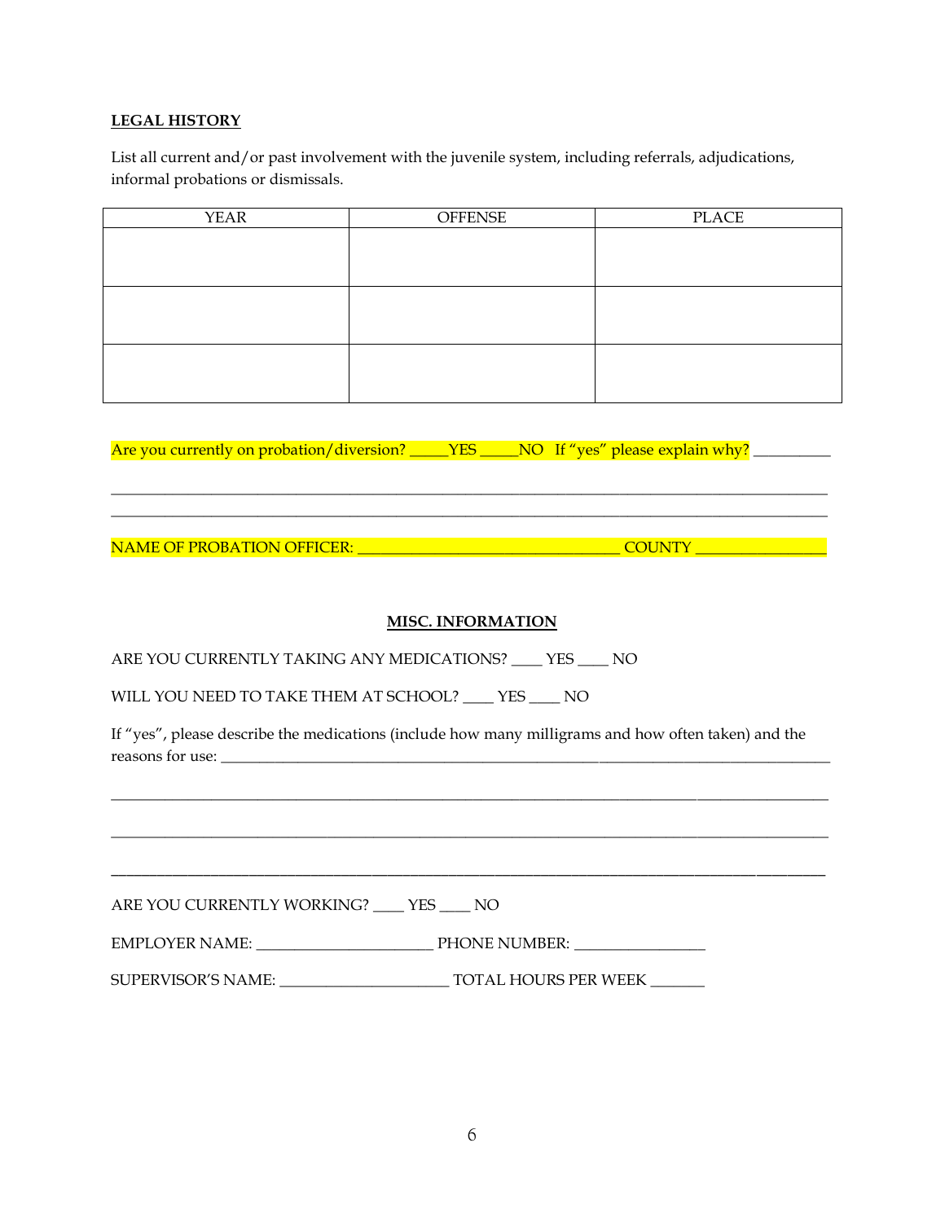**LEGAL HISTORY**

List all current and/or past involvement with the juvenile system, including referrals, adjudications, informal probations or dismissals.

| YEAR | OFFENSE | PLACE |
| --- | --- | --- |
| | | |
| | | |
| | | |

Are you currently on probation/diversion? _____YES _____NO If "yes" please explain why? __________

______________________________________________________________________________________________

______________________________________________________________________________________________

NAME OF PROBATION OFFICER: ___________________________________ COUNTY _________________

**MISC. INFORMATION**

ARE YOU CURRENTLY TAKING ANY MEDICATIONS? ____ YES ____ NO

WILL YOU NEED TO TAKE THEM AT SCHOOL? ____ YES ____ NO

If "yes", please describe the medications (include how many milligrams and how often taken) and the reasons for use: ______________________________________________________________________________

______________________________________________________________________________________________

______________________________________________________________________________________________

______________________________________________________________________________________________

ARE YOU CURRENTLY WORKING? ____ YES ____ NO

EMPLOYER NAME: _______________________ PHONE NUMBER: _________________

SUPERVISOR'S NAME: ______________________ TOTAL HOURS PER WEEK _______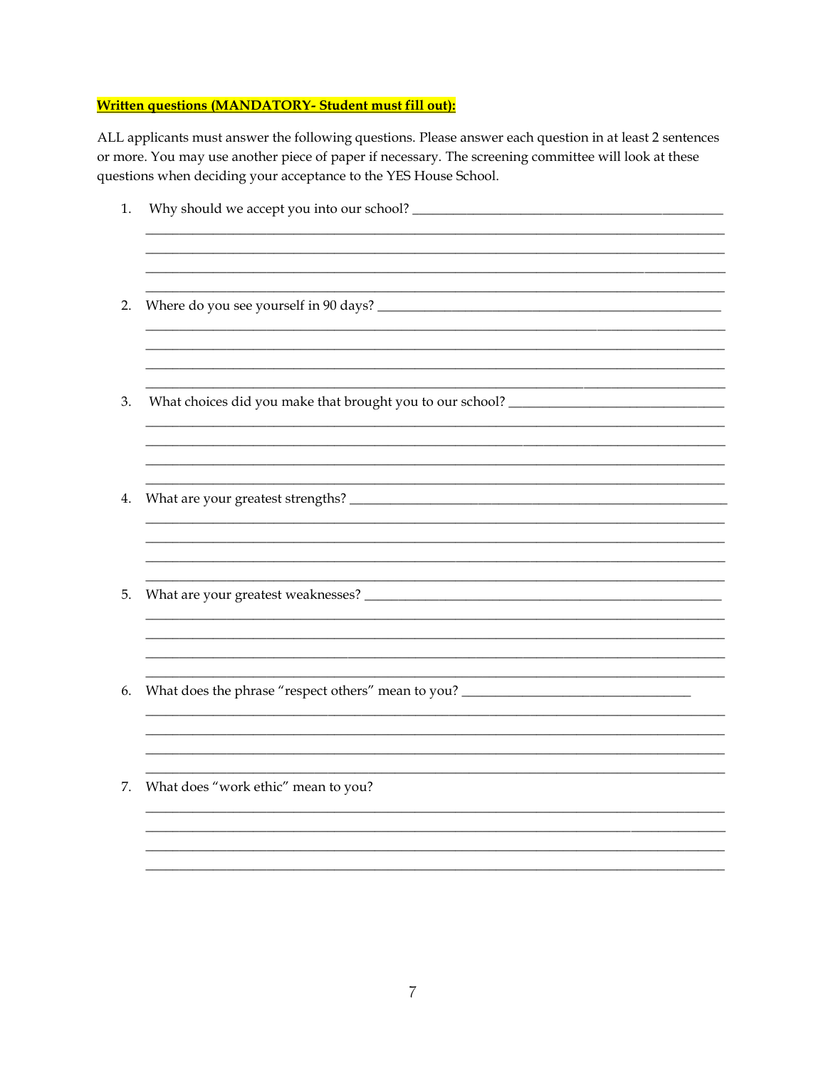**Written questions (MANDATORY- Student must fill out):**

ALL applicants must answer the following questions. Please answer each question in at least 2 sentences or more. You may use another piece of paper if necessary. The screening committee will look at these questions when deciding your acceptance to the YES House School.

1. Why should we accept you into our school? ______________________________________________
______________________________________________________________________________
______________________________________________________________________________
______________________________________________________________________________
______________________________________________________________________________

2. Where do you see yourself in 90 days? ______________________________________________
______________________________________________________________________________
______________________________________________________________________________
______________________________________________________________________________
______________________________________________________________________________

3. What choices did you make that brought you to our school? ________________________________
______________________________________________________________________________
______________________________________________________________________________
______________________________________________________________________________
______________________________________________________________________________

4. What are your greatest strengths? ______________________________________________
______________________________________________________________________________
______________________________________________________________________________
______________________________________________________________________________
______________________________________________________________________________

5. What are your greatest weaknesses? ______________________________________________
______________________________________________________________________________
______________________________________________________________________________
______________________________________________________________________________
______________________________________________________________________________

6. What does the phrase "respect others" mean to you? __________________________________
______________________________________________________________________________
______________________________________________________________________________
______________________________________________________________________________
______________________________________________________________________________

7. What does "work ethic" mean to you?
______________________________________________________________________________
______________________________________________________________________________
______________________________________________________________________________
______________________________________________________________________________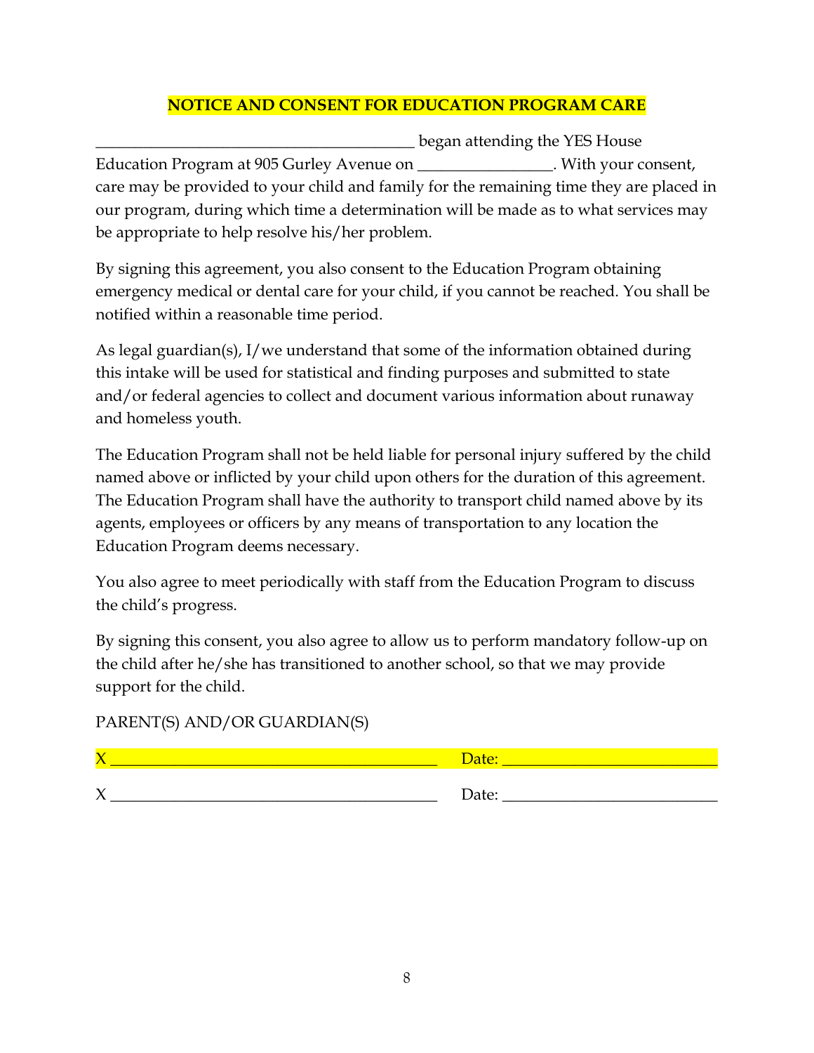**NOTICE AND CONSENT FOR EDUCATION PROGRAM CARE**

_______________________________________ began attending the YES House Education Program at 905 Gurley Avenue on ________________. With your consent, care may be provided to your child and family for the remaining time they are placed in our program, during which time a determination will be made as to what services may be appropriate to help resolve his/her problem.

By signing this agreement, you also consent to the Education Program obtaining emergency medical or dental care for your child, if you cannot be reached. You shall be notified within a reasonable time period.

As legal guardian(s), I/we understand that some of the information obtained during this intake will be used for statistical and finding purposes and submitted to state and/or federal agencies to collect and document various information about runaway and homeless youth.

The Education Program shall not be held liable for personal injury suffered by the child named above or inflicted by your child upon others for the duration of this agreement. The Education Program shall have the authority to transport child named above by its agents, employees or officers by any means of transportation to any location the Education Program deems necessary.

You also agree to meet periodically with staff from the Education Program to discuss the child's progress.

By signing this consent, you also agree to allow us to perform mandatory follow-up on the child after he/she has transitioned to another school, so that we may provide support for the child.

PARENT(S) AND/OR GUARDIAN(S)

X ________________________________________ Date: ___________________________

X ________________________________________ Date: ___________________________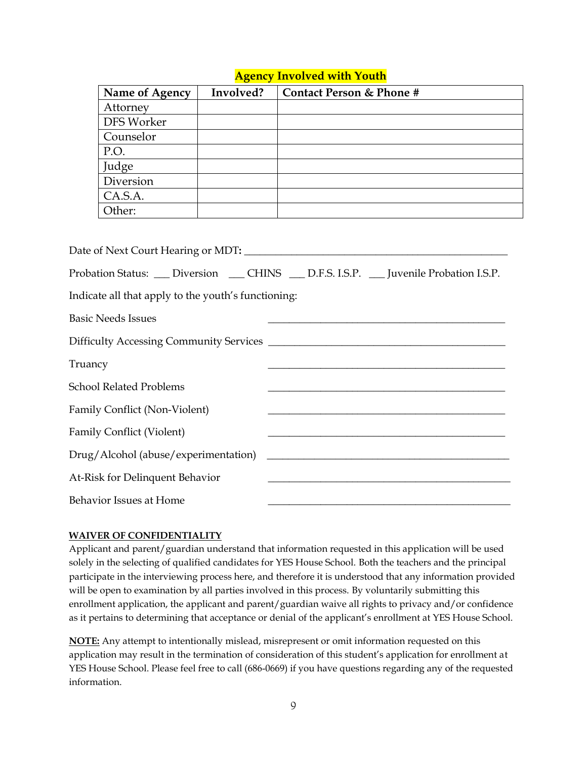## Agency Involved with Youth

| Name of Agency | Involved? | Contact Person & Phone # |
|---|---|---|
| Attorney | | |
| DFS Worker | | |
| Counselor | | |
| P.O. | | |
| Judge | | |
| Diversion | | |
| CA.S.A. | | |
| Other: | | |

Date of Next Court Hearing or MDT: ______________________________________________

Probation Status: ___ Diversion ___ CHINS ___ D.F.S. I.S.P. ___ Juvenile Probation I.S.P.

Indicate all that apply to the youth's functioning:

Basic Needs Issues ___________________________________________

Difficulty Accessing Community Services ___________________________________________

Truancy ___________________________________________

School Related Problems ___________________________________________

Family Conflict (Non-Violent) ___________________________________________

Family Conflict (Violent) ___________________________________________

Drug/Alcohol (abuse/experimentation) ___________________________________________

At-Risk for Delinquent Behavior ___________________________________________

Behavior Issues at Home ___________________________________________

**WAIVER OF CONFIDENTIALITY**

Applicant and parent/guardian understand that information requested in this application will be used solely in the selecting of qualified candidates for YES House School. Both the teachers and the principal participate in the interviewing process here, and therefore it is understood that any information provided will be open to examination by all parties involved in this process. By voluntarily submitting this enrollment application, the applicant and parent/guardian waive all rights to privacy and/or confidence as it pertains to determining that acceptance or denial of the applicant's enrollment at YES House School.

**NOTE:** Any attempt to intentionally mislead, misrepresent or omit information requested on this application may result in the termination of consideration of this student's application for enrollment at YES House School. Please feel free to call (686-0669) if you have questions regarding any of the requested information.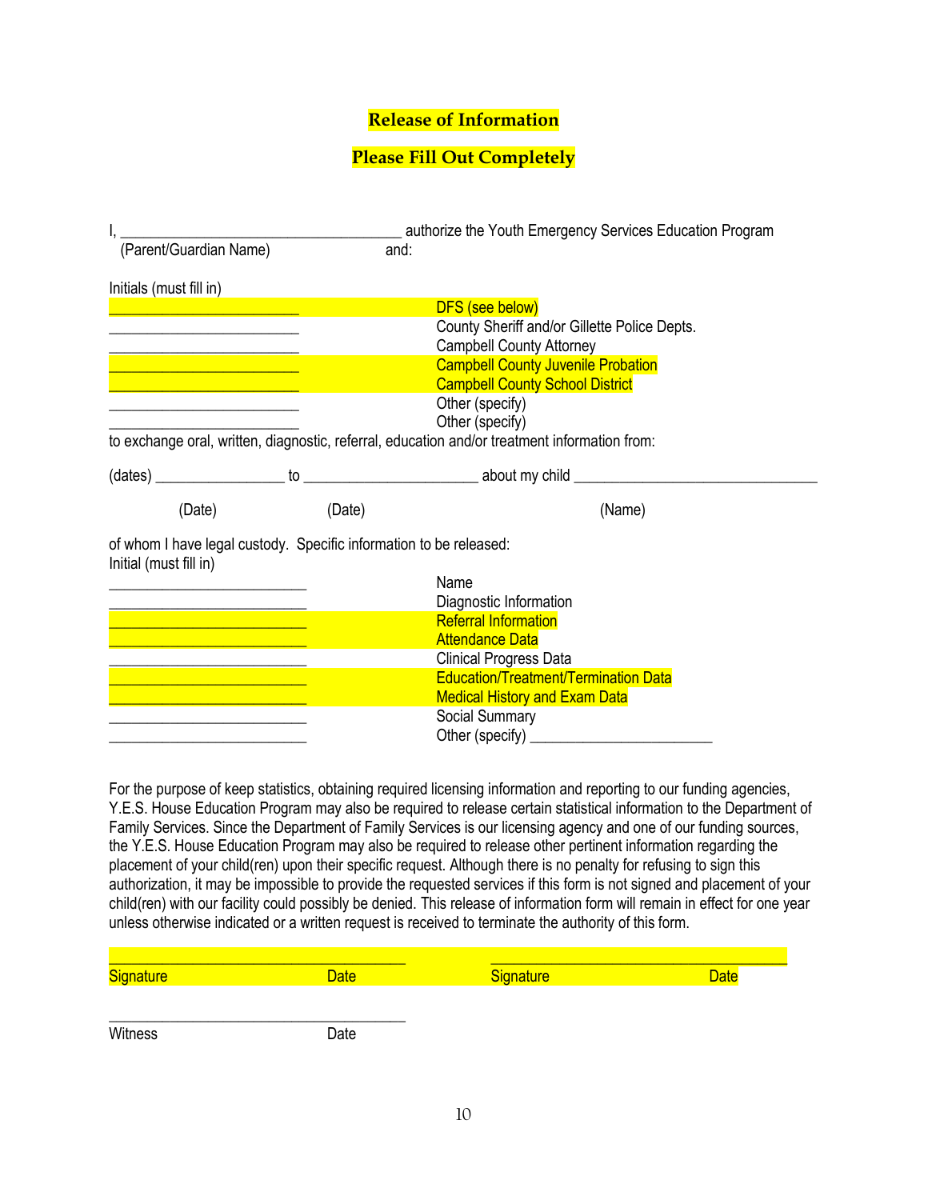## Release of Information

## Please Fill Out Completely

I, ___________________________________ authorize the Youth Emergency Services Education Program
(Parent/Guardian Name) and:

Initials (must fill in)

| | |
|---|---|
| ________________________ | DFS (see below) |
| ________________________ | County Sheriff and/or Gillette Police Depts. |
| ________________________ | Campbell County Attorney |
| ________________________ | Campbell County Juvenile Probation |
| ________________________ | Campbell County School District |
| ________________________ | Other (specify) |
| ________________________ | Other (specify) |

to exchange oral, written, diagnostic, referral, education and/or treatment information from:

(dates) ________________ to ______________________ about my child _______________________________

(Date) (Date) (Name)

of whom I have legal custody. Specific information to be released:

Initial (must fill in)

| | |
|---|---|
| _________________________ | Name |
| _________________________ | Diagnostic Information |
| _________________________ | Referral Information |
| _________________________ | Attendance Data |
| _________________________ | Clinical Progress Data |
| _________________________ | Education/Treatment/Termination Data |
| _________________________ | Medical History and Exam Data |
| _________________________ | Social Summary |
| _________________________ | Other (specify) _______________________ |

For the purpose of keep statistics, obtaining required licensing information and reporting to our funding agencies, Y.E.S. House Education Program may also be required to release certain statistical information to the Department of Family Services. Since the Department of Family Services is our licensing agency and one of our funding sources, the Y.E.S. House Education Program may also be required to release other pertinent information regarding the placement of your child(ren) upon their specific request. Although there is no penalty for refusing to sign this authorization, it may be impossible to provide the requested services if this form is not signed and placement of your child(ren) with our facility could possibly be denied. This release of information form will remain in effect for one year unless otherwise indicated or a written request is received to terminate the authority of this form.

_____________________________________ _____________________________________
Signature Date Signature Date

_____________________________________
Witness Date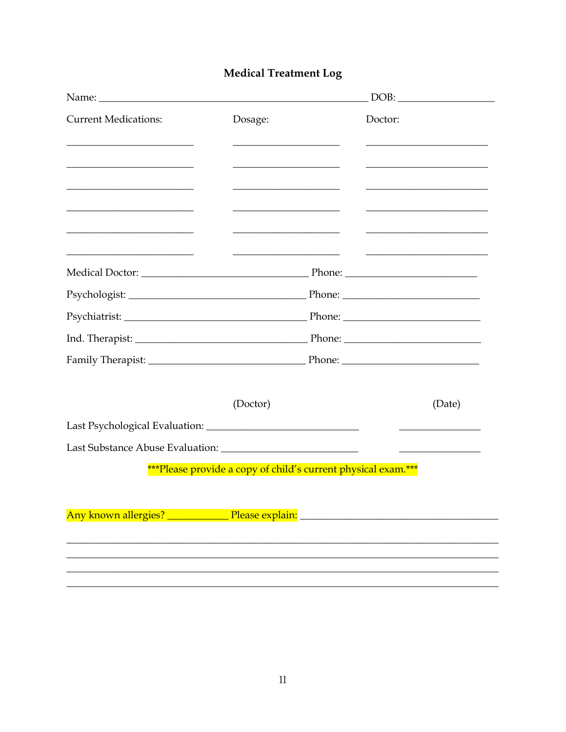## Medical Treatment Log

Name: ____________________________________________ DOB: _______________

| Current Medications: | Dosage: | Doctor: |
|---|---|---|
| ____________________ | _________________ | ___________________ |
| ____________________ | _________________ | ___________________ |
| ____________________ | _________________ | ___________________ |
| ____________________ | _________________ | ___________________ |
| ____________________ | _________________ | ___________________ |
| ____________________ | _________________ | ___________________ |

Medical Doctor: ___________________________ Phone: _____________________

Psychologist: _____________________________ Phone: _____________________

Psychiatrist: ______________________________ Phone: _____________________

Ind. Therapist: ____________________________ Phone: _____________________

Family Therapist: __________________________ Phone: _____________________

| | (Doctor) | (Date) |
|---|---|---|
| Last Psychological Evaluation: | ________________________ | _____________ |
| Last Substance Abuse Evaluation: | ______________________ | _____________ |

***Please provide a copy of child's current physical exam.***

Any known allergies? __________ Please explain: ________________________________

_____________________________________________________________________

_____________________________________________________________________

_____________________________________________________________________

_____________________________________________________________________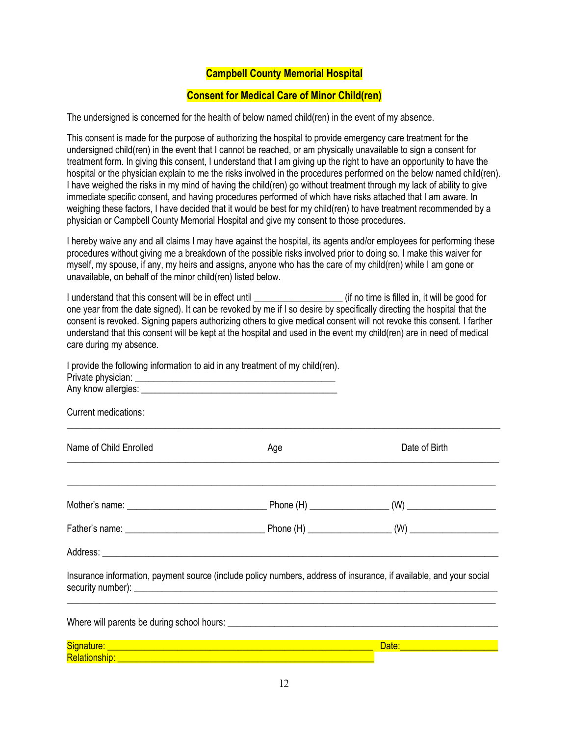## Campbell County Memorial Hospital

## Consent for Medical Care of Minor Child(ren)

The undersigned is concerned for the health of below named child(ren) in the event of my absence.

This consent is made for the purpose of authorizing the hospital to provide emergency care treatment for the undersigned child(ren) in the event that I cannot be reached, or am physically unavailable to sign a consent for treatment form. In giving this consent, I understand that I am giving up the right to have an opportunity to have the hospital or the physician explain to me the risks involved in the procedures performed on the below named child(ren). I have weighed the risks in my mind of having the child(ren) go without treatment through my lack of ability to give immediate specific consent, and having procedures performed of which have risks attached that I am aware. In weighing these factors, I have decided that it would be best for my child(ren) to have treatment recommended by a physician or Campbell County Memorial Hospital and give my consent to those procedures.

I hereby waive any and all claims I may have against the hospital, its agents and/or employees for performing these procedures without giving me a breakdown of the possible risks involved prior to doing so. I make this waiver for myself, my spouse, if any, my heirs and assigns, anyone who has the care of my child(ren) while I am gone or unavailable, on behalf of the minor child(ren) listed below.

I understand that this consent will be in effect until __________________ (if no time is filled in, it will be good for one year from the date signed). It can be revoked by me if I so desire by specifically directing the hospital that the consent is revoked. Signing papers authorizing others to give medical consent will not revoke this consent. I farther understand that this consent will be kept at the hospital and used in the event my child(ren) are in need of medical care during my absence.

I provide the following information to aid in any treatment of my child(ren).
Private physician: ________________________________________
Any know allergies: ________________________________________

Current medications:

________________________________________________________________________________

| Name of Child Enrolled | Age | Date of Birth |
|---|---|---|
| | | |
| | | |

Mother's name: ____________________________ Phone (H) ________________ (W) __________________

Father's name: ____________________________ Phone (H) ________________ (W) __________________

Address: ________________________________________________________________________________

Insurance information, payment source (include policy numbers, address of insurance, if available, and your social security number): ______________________________________________________________________

________________________________________________________________________________

Where will parents be during school hours: __________________________________________________

Signature: ______________________________________________________ Date: ____________________
Relationship: ___________________________________________________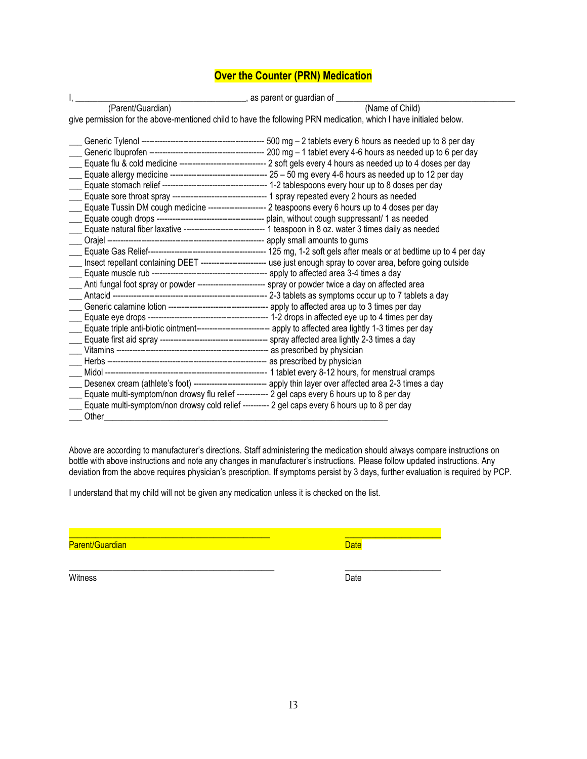## Over the Counter (PRN) Medication

I, ______________________________________, as parent or guardian of _________________________________________

(Parent/Guardian) (Name of Child)

give permission for the above-mentioned child to have the following PRN medication, which I have initialed below.

___ Generic Tylenol ---------------------------------------------- 500 mg – 2 tablets every 6 hours as needed up to 8 per day
___ Generic Ibuprofen ------------------------------------------ 200 mg – 1 tablet every 4-6 hours as needed up to 6 per day
___ Equate flu & cold medicine -------------------------------- 2 soft gels every 4 hours as needed up to 4 doses per day
___ Equate allergy medicine ----------------------------------- 25 – 50 mg every 4-6 hours as needed up to 12 per day
___ Equate stomach relief -------------------------------------- 1-2 tablespoons every hour up to 8 doses per day
___ Equate sore throat spray ----------------------------------- 1 spray repeated every 2 hours as needed
___ Equate Tussin DM cough medicine --------------------- 2 teaspoons every 6 hours up to 4 doses per day
___ Equate cough drops ---------------------------------------- plain, without cough suppressant/ 1 as needed
___ Equate natural fiber laxative ------------------------------ 1 teaspoon in 8 oz. water 3 times daily as needed
___ Orajel ---------------------------------------------------------- apply small amounts to gums
___ Equate Gas Relief--------------------------------------------- 125 mg, 1-2 soft gels after meals or at bedtime up to 4 per day
___ Insect repellant containing DEET ------------------------ use just enough spray to cover area, before going outside
___ Equate muscle rub ------------------------------------------- apply to affected area 3-4 times a day
___ Anti fungal foot spray or powder ------------------------- spray or powder twice a day on affected area
___ Antacid ---------------------------------------------------------- 2-3 tablets as symptoms occur up to 7 tablets a day
___ Generic calamine lotion ------------------------------------ apply to affected area up to 3 times per day
___ Equate eye drops -------------------------------------------- 1-2 drops in affected eye up to 4 times per day
___ Equate triple anti-biotic ointment---------------------------- apply to affected area lightly 1-3 times per day
___ Equate first aid spray ----------------------------------------- spray affected area lightly 2-3 times a day
___ Vitamins --------------------------------------------------------- as prescribed by physician
___ Herbs ------------------------------------------------------------ as prescribed by physician
___ Midol ------------------------------------------------------------- 1 tablet every 8-12 hours, for menstrual cramps
___ Desenex cream (athlete's foot) --------------------------- apply thin layer over affected area 2-3 times a day
___ Equate multi-symptom/non drowsy flu relief ----------- 2 gel caps every 6 hours up to 8 per day
___ Equate multi-symptom/non drowsy cold relief ---------- 2 gel caps every 6 hours up to 8 per day
___ Other_____________________________________________________________________

Above are according to manufacturer's directions. Staff administering the medication should always compare instructions on bottle with above instructions and note any changes in manufacturer's instructions. Please follow updated instructions. Any deviation from the above requires physician's prescription. If symptoms persist by 3 days, further evaluation is required by PCP.

I understand that my child will not be given any medication unless it is checked on the list.

______________________________________________ ______________________

Parent/Guardian Date

______________________________________________ ______________________

Witness Date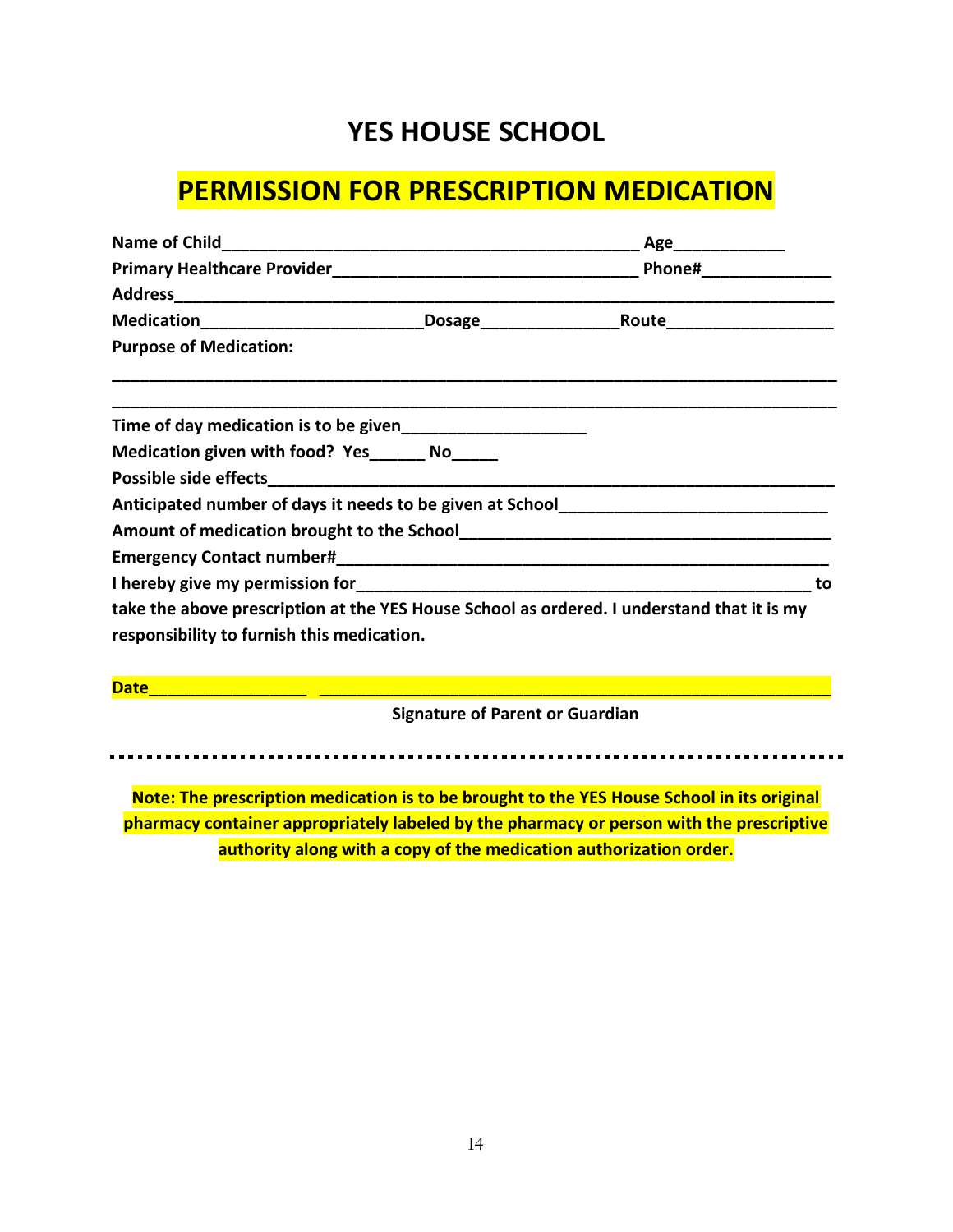# YES HOUSE SCHOOL

## PERMISSION FOR PRESCRIPTION MEDICATION

**Name of Child**_____________________________________________ **Age**___________

**Primary Healthcare Provider**________________________________ **Phone#**_____________

**Address**_________________________________________________________________________

**Medication**______________________ **Dosage**_____________ **Route**________________

**Purpose of Medication:**

_______________________________________________________________________________

_______________________________________________________________________________

**Time of day medication is to be given**___________________

**Medication given with food? Yes**______ **No**_____

**Possible side effects**______________________________________________________________

**Anticipated number of days it needs to be given at School**___________________________

**Amount of medication brought to the School**______________________________________

**Emergency Contact number#**___________________________________________________

**I hereby give my permission for**________________________________________________ **to take the above prescription at the YES House School as ordered. I understand that it is my responsibility to furnish this medication.**

**Date**_______________ ________________________________________________________

**Signature of Parent or Guardian**

---

**Note: The prescription medication is to be brought to the YES House School in its original pharmacy container appropriately labeled by the pharmacy or person with the prescriptive authority along with a copy of the medication authorization order.**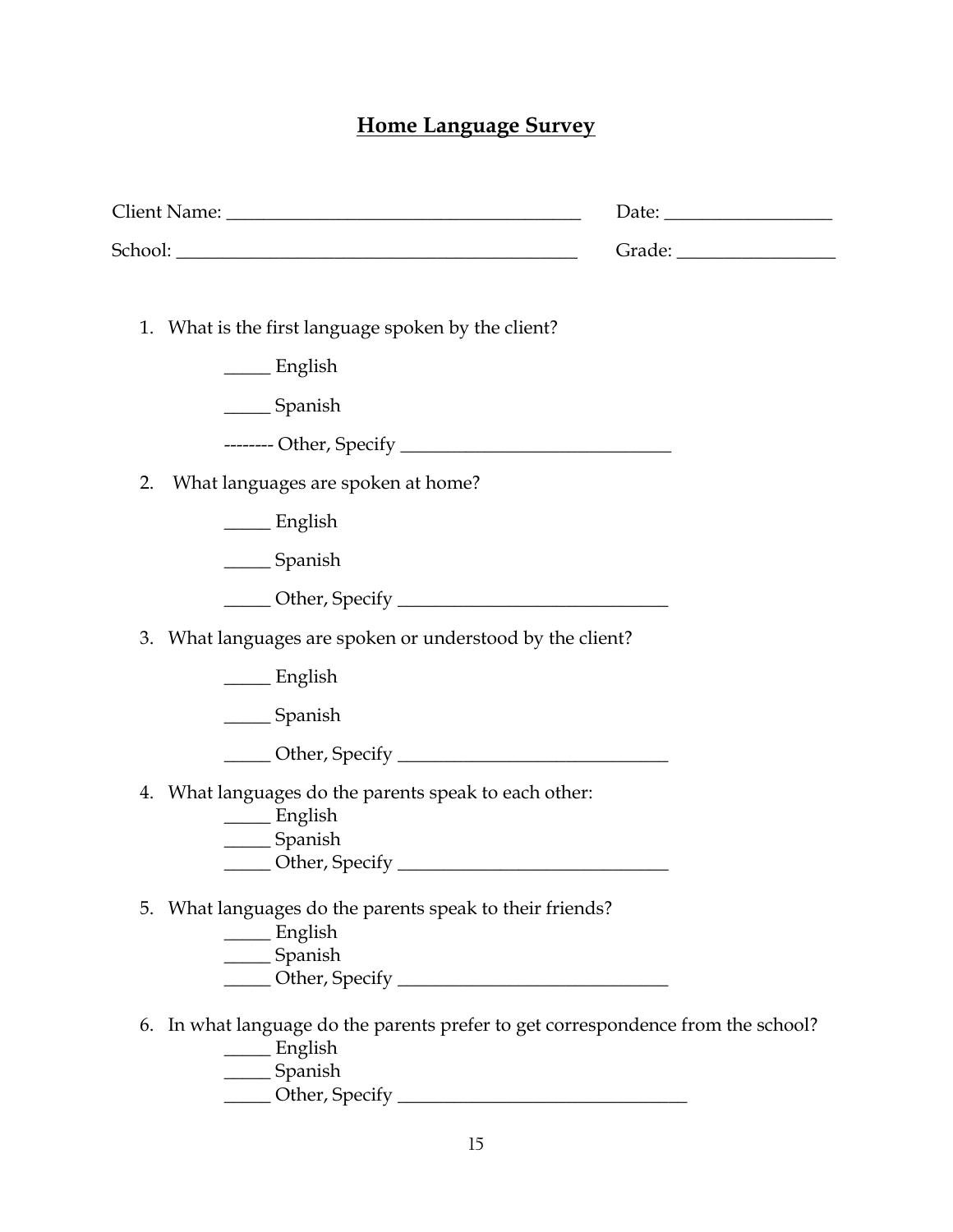# Home Language Survey

Client Name: ______________________________________ Date: _________________

School: ___________________________________________ Grade: ________________

1. What is the first language spoken by the client?

   _____ English

   _____ Spanish

   -------- Other, Specify ____________________________

2. What languages are spoken at home?

   _____ English

   _____ Spanish

   _____ Other, Specify ____________________________

3. What languages are spoken or understood by the client?

   _____ English

   _____ Spanish

   _____ Other, Specify ____________________________

4. What languages do the parents speak to each other:

   _____ English
   _____ Spanish
   _____ Other, Specify ____________________________

5. What languages do the parents speak to their friends?

   _____ English
   _____ Spanish
   _____ Other, Specify ____________________________

6. In what language do the parents prefer to get correspondence from the school?

   _____ English
   _____ Spanish
   _____ Other, Specify ______________________________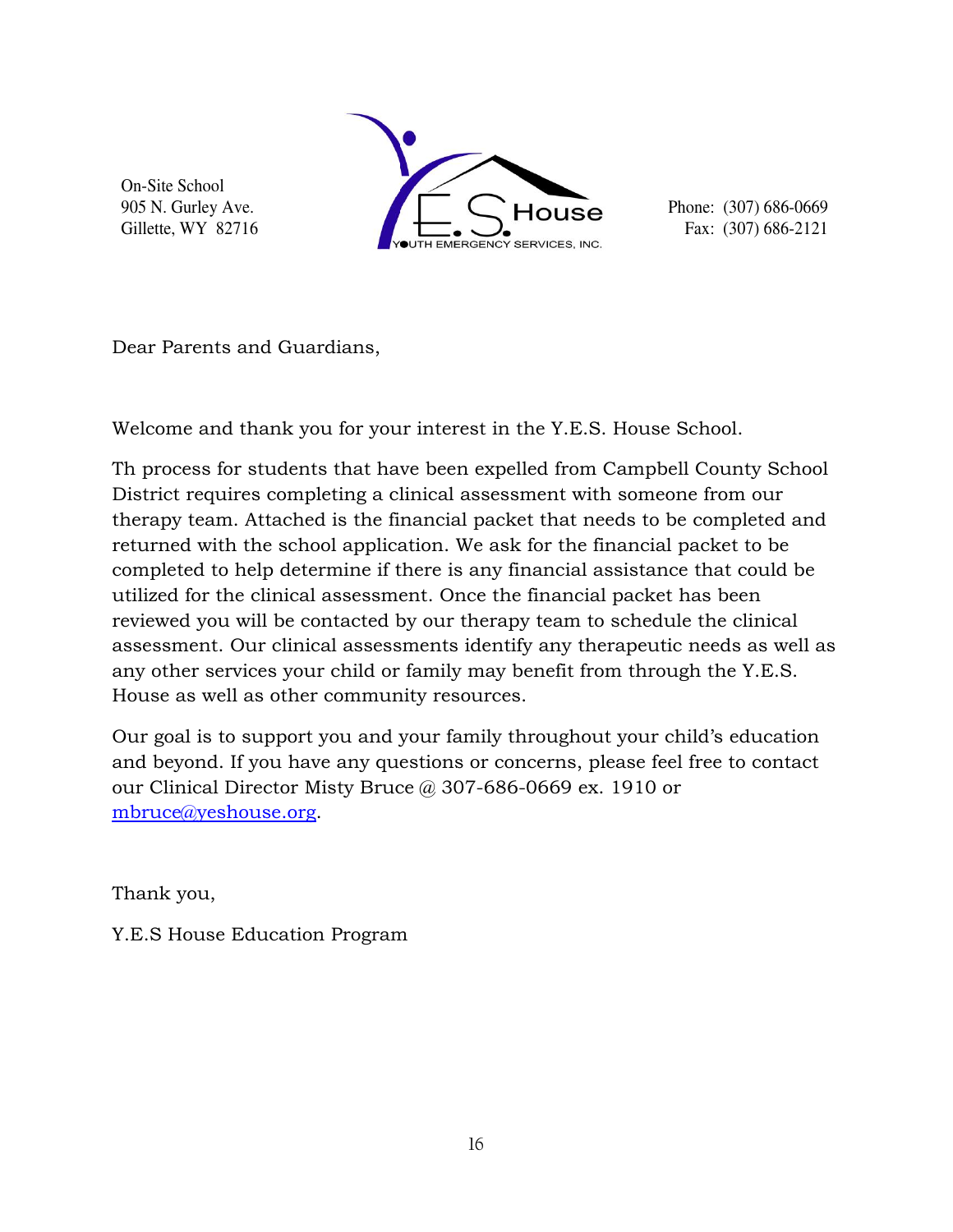On-Site School
905 N. Gurley Ave.
Gillette, WY 82716

Y.E.S. House
YOUTH EMERGENCY SERVICES, INC.

Phone: (307) 686-0669
Fax: (307) 686-2121

Dear Parents and Guardians,

Welcome and thank you for your interest in the Y.E.S. House School.

Th process for students that have been expelled from Campbell County School District requires completing a clinical assessment with someone from our therapy team. Attached is the financial packet that needs to be completed and returned with the school application. We ask for the financial packet to be completed to help determine if there is any financial assistance that could be utilized for the clinical assessment. Once the financial packet has been reviewed you will be contacted by our therapy team to schedule the clinical assessment. Our clinical assessments identify any therapeutic needs as well as any other services your child or family may benefit from through the Y.E.S. House as well as other community resources.

Our goal is to support you and your family throughout your child's education and beyond. If you have any questions or concerns, please feel free to contact our Clinical Director Misty Bruce @ 307-686-0669 ex. 1910 or mbruce@yeshouse.org.

Thank you,

Y.E.S House Education Program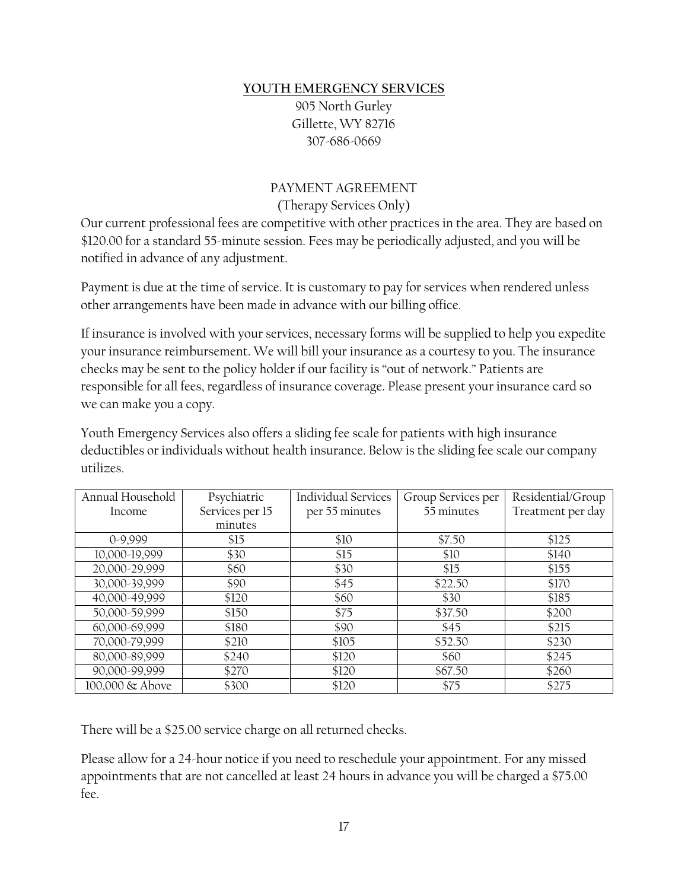**YOUTH EMERGENCY SERVICES**

905 North Gurley
Gillette, WY 82716
307-686-0669

PAYMENT AGREEMENT
(Therapy Services Only)

Our current professional fees are competitive with other practices in the area. They are based on $120.00 for a standard 55-minute session. Fees may be periodically adjusted, and you will be notified in advance of any adjustment.

Payment is due at the time of service. It is customary to pay for services when rendered unless other arrangements have been made in advance with our billing office.

If insurance is involved with your services, necessary forms will be supplied to help you expedite your insurance reimbursement. We will bill your insurance as a courtesy to you. The insurance checks may be sent to the policy holder if our facility is "out of network." Patients are responsible for all fees, regardless of insurance coverage. Please present your insurance card so we can make you a copy.

Youth Emergency Services also offers a sliding fee scale for patients with high insurance deductibles or individuals without health insurance. Below is the sliding fee scale our company utilizes.

| Annual Household Income | Psychiatric Services per 15 minutes | Individual Services per 55 minutes | Group Services per 55 minutes | Residential/Group Treatment per day |
|---|---|---|---|---|
| 0-9,999 | $15 | $10 | $7.50 | $125 |
| 10,000-19,999 | $30 | $15 | $10 | $140 |
| 20,000-29,999 | $60 | $30 | $15 | $155 |
| 30,000-39,999 | $90 | $45 | $22.50 | $170 |
| 40,000-49,999 | $120 | $60 | $30 | $185 |
| 50,000-59,999 | $150 | $75 | $37.50 | $200 |
| 60,000-69,999 | $180 | $90 | $45 | $215 |
| 70,000-79,999 | $210 | $105 | $52.50 | $230 |
| 80,000-89,999 | $240 | $120 | $60 | $245 |
| 90,000-99,999 | $270 | $120 | $67.50 | $260 |
| 100,000 & Above | $300 | $120 | $75 | $275 |

There will be a $25.00 service charge on all returned checks.

Please allow for a 24-hour notice if you need to reschedule your appointment. For any missed appointments that are not cancelled at least 24 hours in advance you will be charged a $75.00 fee.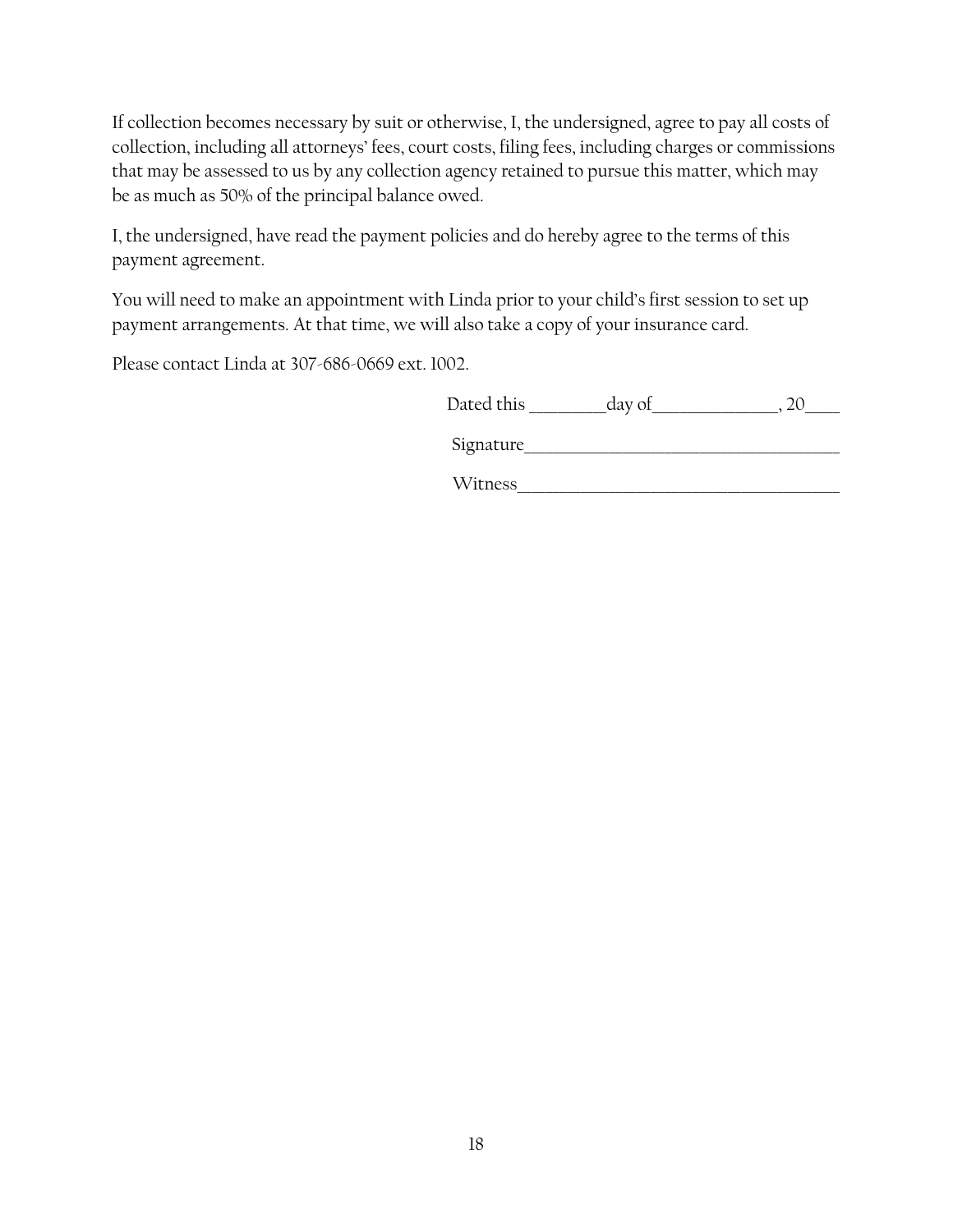If collection becomes necessary by suit or otherwise, I, the undersigned, agree to pay all costs of collection, including all attorneys' fees, court costs, filing fees, including charges or commissions that may be assessed to us by any collection agency retained to pursue this matter, which may be as much as 50% of the principal balance owed.

I, the undersigned, have read the payment policies and do hereby agree to the terms of this payment agreement.

You will need to make an appointment with Linda prior to your child's first session to set up payment arrangements. At that time, we will also take a copy of your insurance card.

Please contact Linda at 307-686-0669 ext. 1002.

Dated this _________day of_______________, 20____

Signature_____________________________________

Witness______________________________________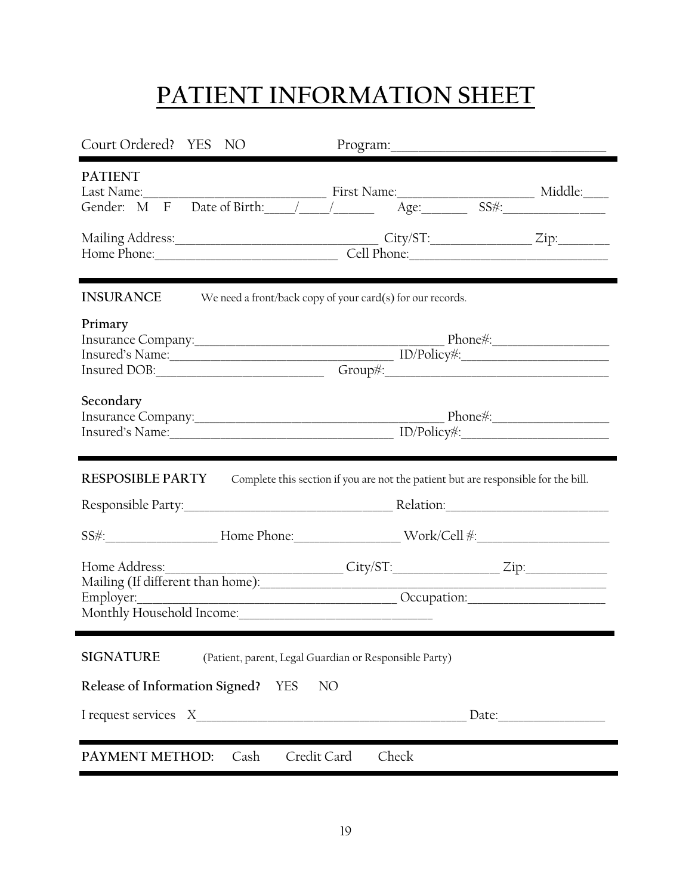# PATIENT INFORMATION SHEET

Court Ordered? YES NO Program:_______________________________

---

**PATIENT**

Last Name:___________________________ First Name:____________________ Middle:____

Gender: M F Date of Birth:____/____/______ Age:_______ SS#:_______________

Mailing Address:______________________________ City/ST:_______________ Zip:_______

Home Phone:___________________________ Cell Phone:____________________________

---

**INSURANCE** We need a front/back copy of your card(s) for our records.

**Primary**

Insurance Company:_____________________________________ Phone#:_________________

Insured's Name:________________________________ ID/Policy#:______________________

Insured DOB:________________________ Group#:_________________________________

**Secondary**

Insurance Company:_____________________________________ Phone#:_________________

Insured's Name:________________________________ ID/Policy#:______________________

---

**RESPOSIBLE PARTY** Complete this section if you are not the patient but are responsible for the bill.

Responsible Party:______________________________ Relation:________________________

SS#:________________ Home Phone:________________ Work/Cell #:____________________

Home Address:_________________________ City/ST:_______________ Zip:___________

Mailing (If different than home):_____________________________________________________

Employer:______________________________________ Occupation:____________________

Monthly Household Income:_____________________________

---

**SIGNATURE** (Patient, parent, Legal Guardian or Responsible Party)

**Release of Information Signed?** YES NO

I request services X_________________________________________ Date:________________

---

**PAYMENT METHOD:** Cash Credit Card Check